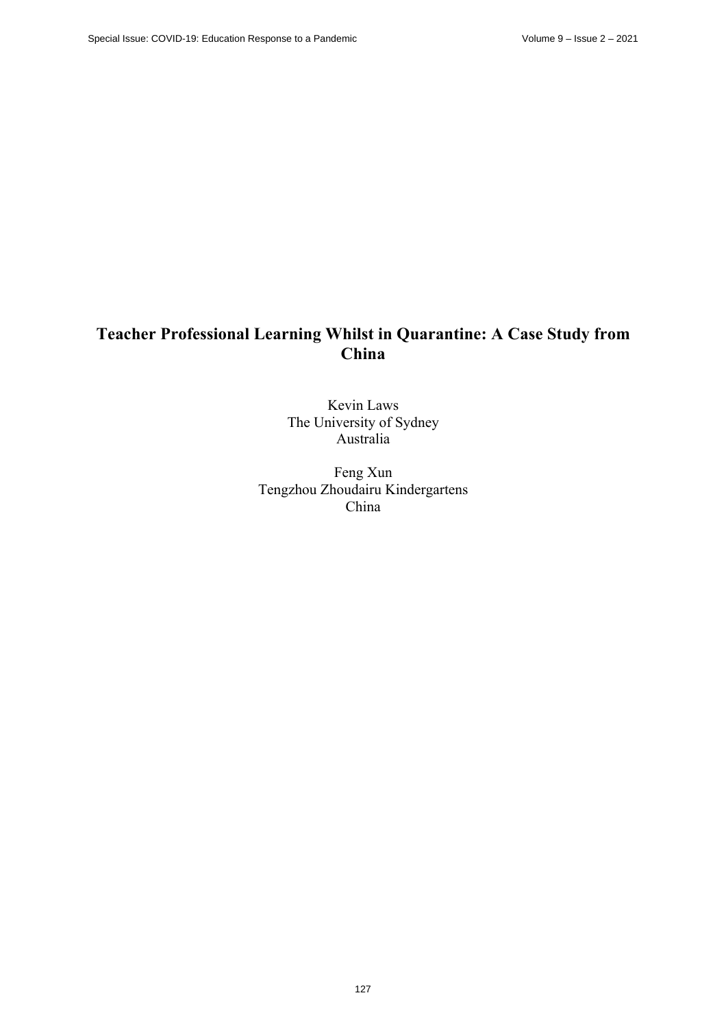# Teacher Professional Learning Whilst in Quarantine: A Case Study from China

Kevin Laws
The University of Sydney
Australia

Feng Xun
Tengzhou Zhoudairu Kindergartens
China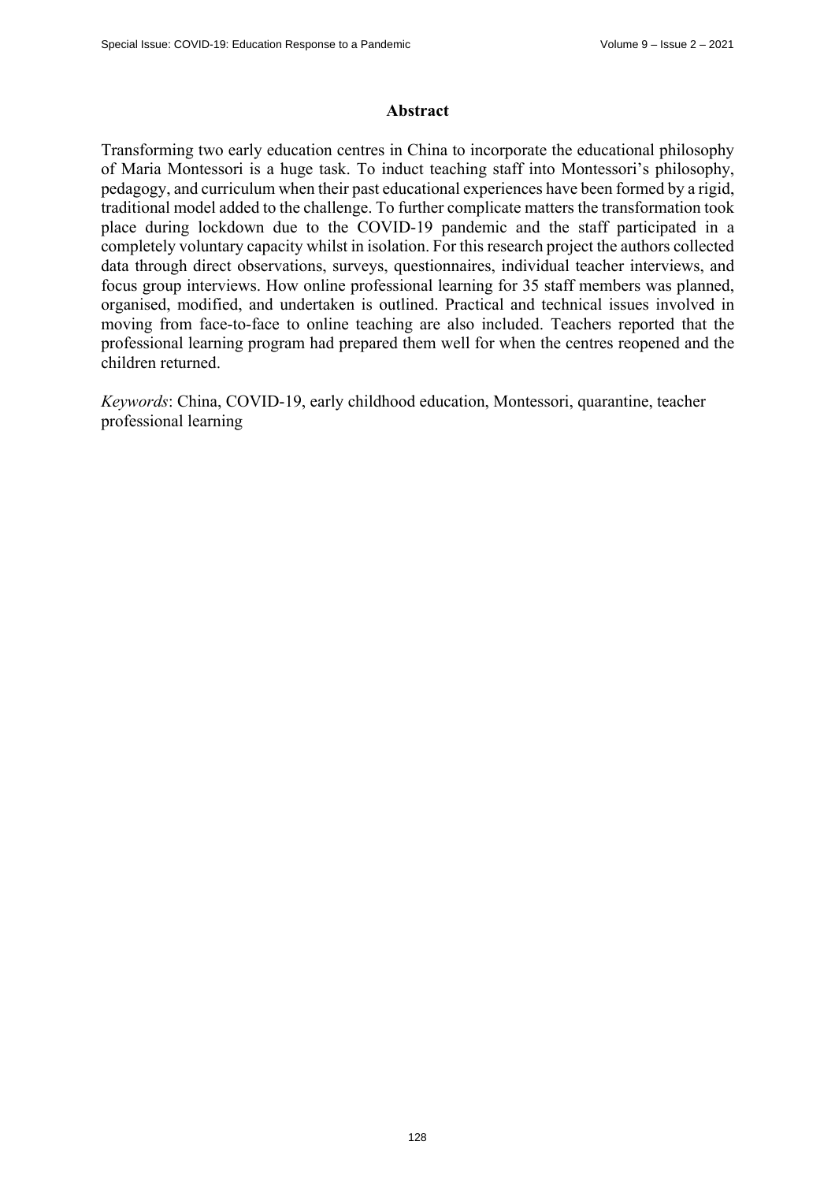## Abstract

Transforming two early education centres in China to incorporate the educational philosophy of Maria Montessori is a huge task. To induct teaching staff into Montessori's philosophy, pedagogy, and curriculum when their past educational experiences have been formed by a rigid, traditional model added to the challenge. To further complicate matters the transformation took place during lockdown due to the COVID-19 pandemic and the staff participated in a completely voluntary capacity whilst in isolation. For this research project the authors collected data through direct observations, surveys, questionnaires, individual teacher interviews, and focus group interviews. How online professional learning for 35 staff members was planned, organised, modified, and undertaken is outlined. Practical and technical issues involved in moving from face-to-face to online teaching are also included. Teachers reported that the professional learning program had prepared them well for when the centres reopened and the children returned.

*Keywords*: China, COVID-19, early childhood education, Montessori, quarantine, teacher professional learning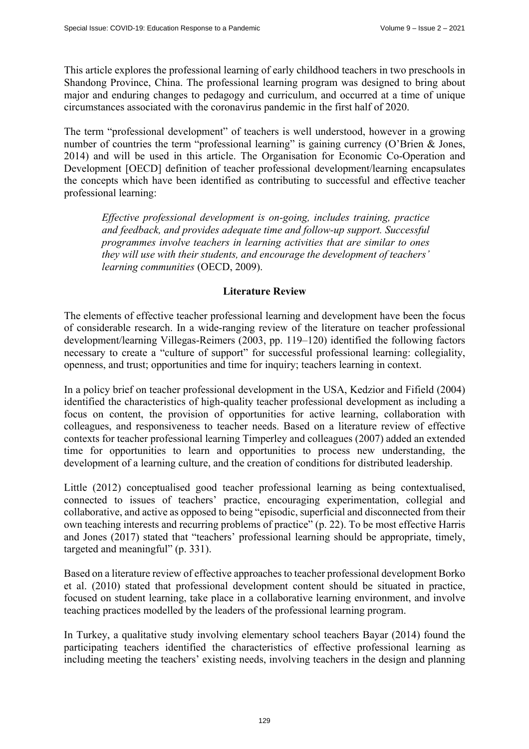This article explores the professional learning of early childhood teachers in two preschools in Shandong Province, China. The professional learning program was designed to bring about major and enduring changes to pedagogy and curriculum, and occurred at a time of unique circumstances associated with the coronavirus pandemic in the first half of 2020.

The term "professional development" of teachers is well understood, however in a growing number of countries the term "professional learning" is gaining currency (O'Brien & Jones, 2014) and will be used in this article. The Organisation for Economic Co-Operation and Development [OECD] definition of teacher professional development/learning encapsulates the concepts which have been identified as contributing to successful and effective teacher professional learning:

> *Effective professional development is on-going, includes training, practice and feedback, and provides adequate time and follow-up support. Successful programmes involve teachers in learning activities that are similar to ones they will use with their students, and encourage the development of teachers' learning communities* (OECD, 2009).

## Literature Review

The elements of effective teacher professional learning and development have been the focus of considerable research. In a wide-ranging review of the literature on teacher professional development/learning Villegas-Reimers (2003, pp. 119–120) identified the following factors necessary to create a "culture of support" for successful professional learning: collegiality, openness, and trust; opportunities and time for inquiry; teachers learning in context.

In a policy brief on teacher professional development in the USA, Kedzior and Fifield (2004) identified the characteristics of high-quality teacher professional development as including a focus on content, the provision of opportunities for active learning, collaboration with colleagues, and responsiveness to teacher needs. Based on a literature review of effective contexts for teacher professional learning Timperley and colleagues (2007) added an extended time for opportunities to learn and opportunities to process new understanding, the development of a learning culture, and the creation of conditions for distributed leadership.

Little (2012) conceptualised good teacher professional learning as being contextualised, connected to issues of teachers' practice, encouraging experimentation, collegial and collaborative, and active as opposed to being "episodic, superficial and disconnected from their own teaching interests and recurring problems of practice" (p. 22). To be most effective Harris and Jones (2017) stated that "teachers' professional learning should be appropriate, timely, targeted and meaningful" (p. 331).

Based on a literature review of effective approaches to teacher professional development Borko et al. (2010) stated that professional development content should be situated in practice, focused on student learning, take place in a collaborative learning environment, and involve teaching practices modelled by the leaders of the professional learning program.

In Turkey, a qualitative study involving elementary school teachers Bayar (2014) found the participating teachers identified the characteristics of effective professional learning as including meeting the teachers' existing needs, involving teachers in the design and planning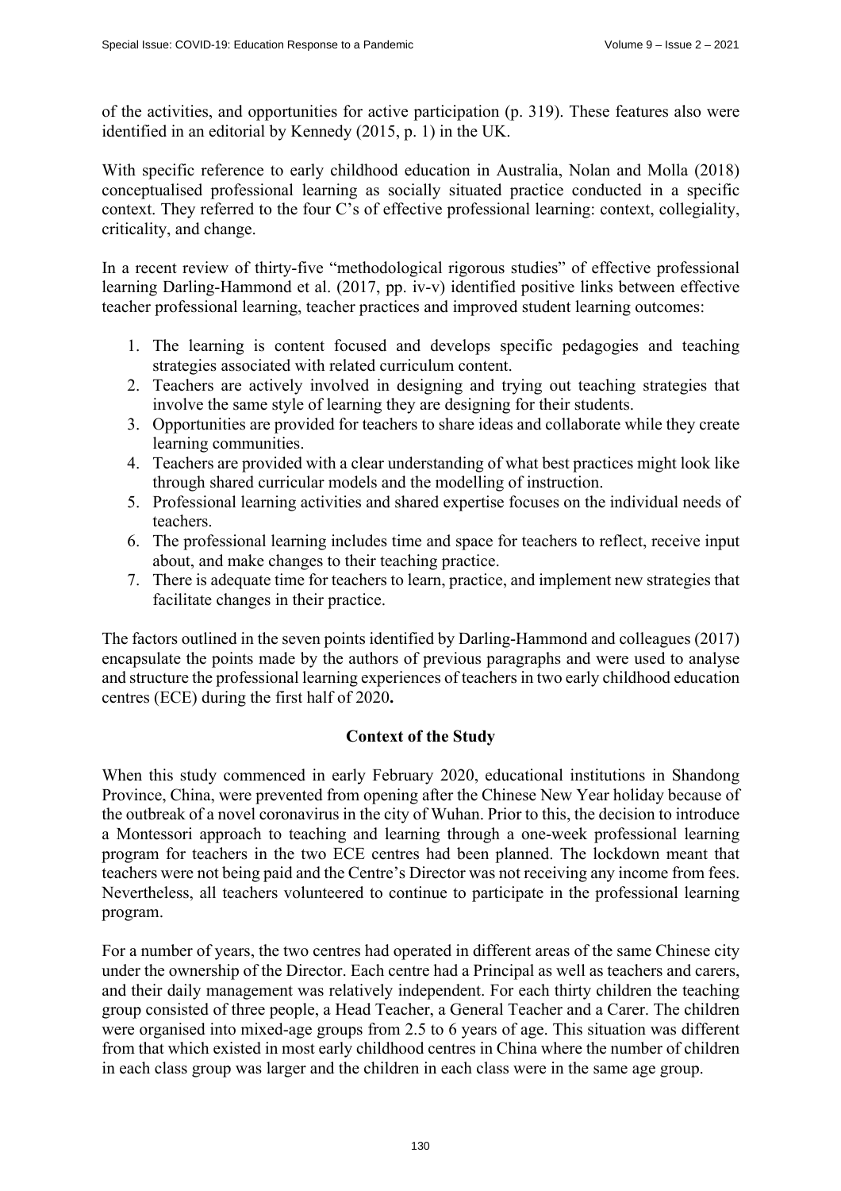of the activities, and opportunities for active participation (p. 319). These features also were identified in an editorial by Kennedy (2015, p. 1) in the UK.

With specific reference to early childhood education in Australia, Nolan and Molla (2018) conceptualised professional learning as socially situated practice conducted in a specific context. They referred to the four C's of effective professional learning: context, collegiality, criticality, and change.

In a recent review of thirty-five "methodological rigorous studies" of effective professional learning Darling-Hammond et al. (2017, pp. iv-v) identified positive links between effective teacher professional learning, teacher practices and improved student learning outcomes:

1. The learning is content focused and develops specific pedagogies and teaching strategies associated with related curriculum content.
2. Teachers are actively involved in designing and trying out teaching strategies that involve the same style of learning they are designing for their students.
3. Opportunities are provided for teachers to share ideas and collaborate while they create learning communities.
4. Teachers are provided with a clear understanding of what best practices might look like through shared curricular models and the modelling of instruction.
5. Professional learning activities and shared expertise focuses on the individual needs of teachers.
6. The professional learning includes time and space for teachers to reflect, receive input about, and make changes to their teaching practice.
7. There is adequate time for teachers to learn, practice, and implement new strategies that facilitate changes in their practice.

The factors outlined in the seven points identified by Darling-Hammond and colleagues (2017) encapsulate the points made by the authors of previous paragraphs and were used to analyse and structure the professional learning experiences of teachers in two early childhood education centres (ECE) during the first half of 2020**.**

## Context of the Study

When this study commenced in early February 2020, educational institutions in Shandong Province, China, were prevented from opening after the Chinese New Year holiday because of the outbreak of a novel coronavirus in the city of Wuhan. Prior to this, the decision to introduce a Montessori approach to teaching and learning through a one-week professional learning program for teachers in the two ECE centres had been planned. The lockdown meant that teachers were not being paid and the Centre's Director was not receiving any income from fees. Nevertheless, all teachers volunteered to continue to participate in the professional learning program.

For a number of years, the two centres had operated in different areas of the same Chinese city under the ownership of the Director. Each centre had a Principal as well as teachers and carers, and their daily management was relatively independent. For each thirty children the teaching group consisted of three people, a Head Teacher, a General Teacher and a Carer. The children were organised into mixed-age groups from 2.5 to 6 years of age. This situation was different from that which existed in most early childhood centres in China where the number of children in each class group was larger and the children in each class were in the same age group.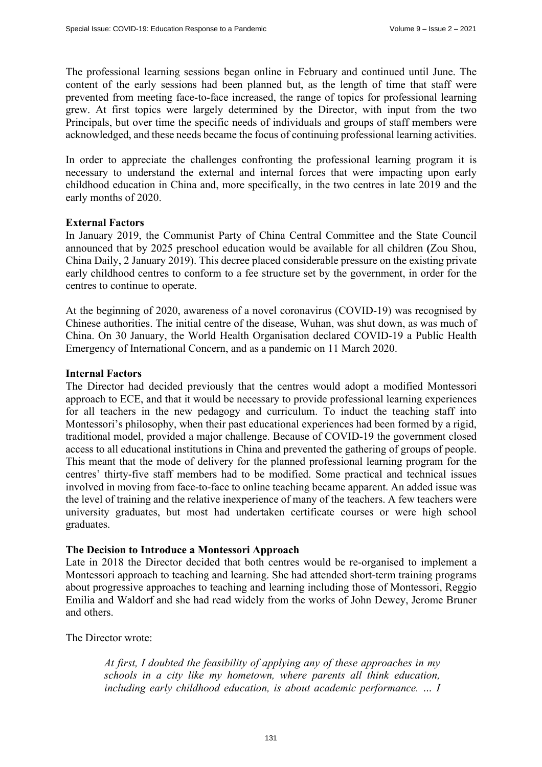The professional learning sessions began online in February and continued until June. The content of the early sessions had been planned but, as the length of time that staff were prevented from meeting face-to-face increased, the range of topics for professional learning grew. At first topics were largely determined by the Director, with input from the two Principals, but over time the specific needs of individuals and groups of staff members were acknowledged, and these needs became the focus of continuing professional learning activities.

In order to appreciate the challenges confronting the professional learning program it is necessary to understand the external and internal forces that were impacting upon early childhood education in China and, more specifically, in the two centres in late 2019 and the early months of 2020.

**External Factors**

In January 2019, the Communist Party of China Central Committee and the State Council announced that by 2025 preschool education would be available for all children (Zou Shou, China Daily, 2 January 2019). This decree placed considerable pressure on the existing private early childhood centres to conform to a fee structure set by the government, in order for the centres to continue to operate.

At the beginning of 2020, awareness of a novel coronavirus (COVID-19) was recognised by Chinese authorities. The initial centre of the disease, Wuhan, was shut down, as was much of China. On 30 January, the World Health Organisation declared COVID-19 a Public Health Emergency of International Concern, and as a pandemic on 11 March 2020.

**Internal Factors**

The Director had decided previously that the centres would adopt a modified Montessori approach to ECE, and that it would be necessary to provide professional learning experiences for all teachers in the new pedagogy and curriculum. To induct the teaching staff into Montessori's philosophy, when their past educational experiences had been formed by a rigid, traditional model, provided a major challenge. Because of COVID-19 the government closed access to all educational institutions in China and prevented the gathering of groups of people. This meant that the mode of delivery for the planned professional learning program for the centres' thirty-five staff members had to be modified. Some practical and technical issues involved in moving from face-to-face to online teaching became apparent. An added issue was the level of training and the relative inexperience of many of the teachers. A few teachers were university graduates, but most had undertaken certificate courses or were high school graduates.

**The Decision to Introduce a Montessori Approach**

Late in 2018 the Director decided that both centres would be re-organised to implement a Montessori approach to teaching and learning. She had attended short-term training programs about progressive approaches to teaching and learning including those of Montessori, Reggio Emilia and Waldorf and she had read widely from the works of John Dewey, Jerome Bruner and others.

The Director wrote:

> *At first, I doubted the feasibility of applying any of these approaches in my schools in a city like my hometown, where parents all think education, including early childhood education, is about academic performance. … I*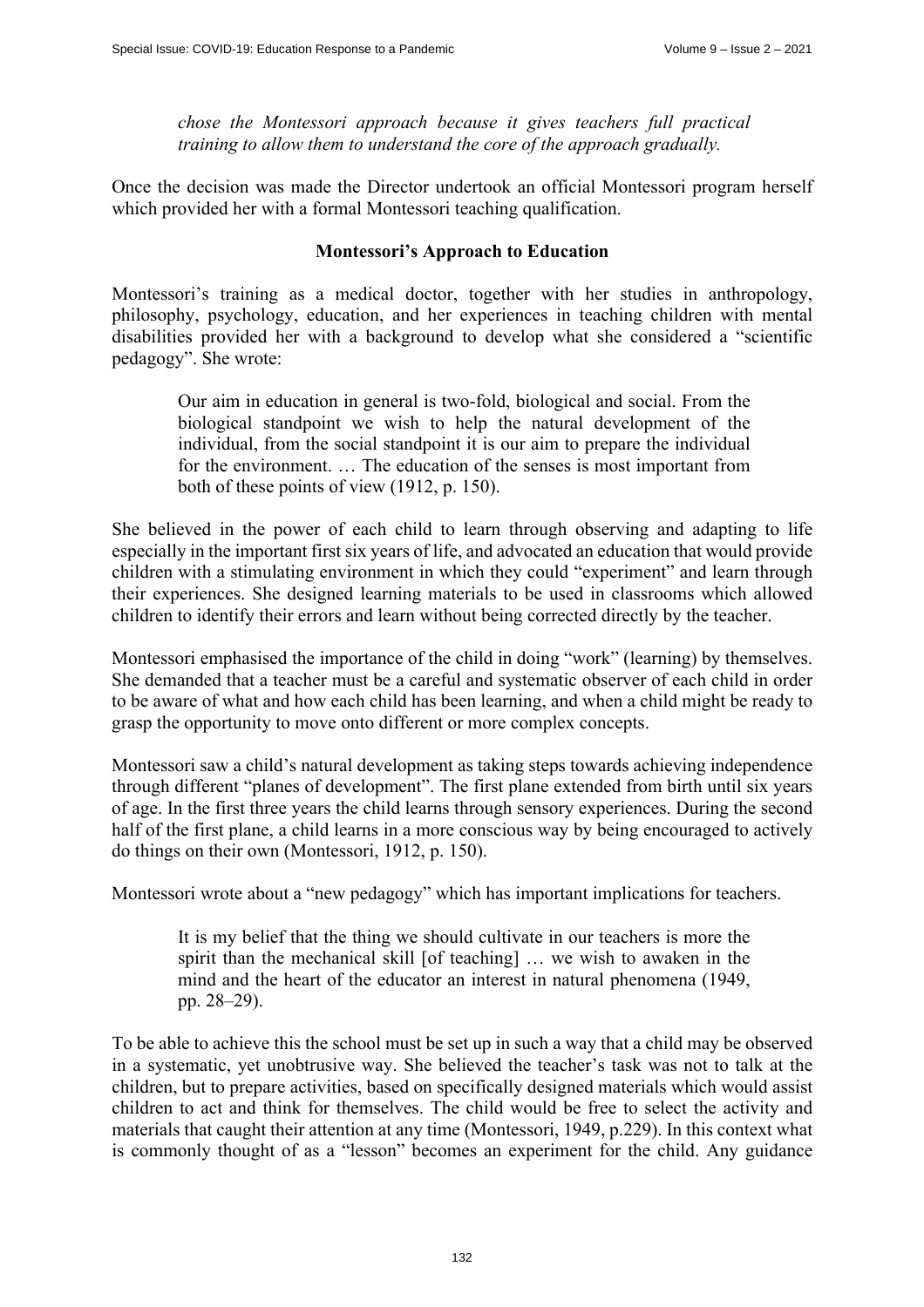> *chose the Montessori approach because it gives teachers full practical training to allow them to understand the core of the approach gradually.*

Once the decision was made the Director undertook an official Montessori program herself which provided her with a formal Montessori teaching qualification.

## Montessori's Approach to Education

Montessori's training as a medical doctor, together with her studies in anthropology, philosophy, psychology, education, and her experiences in teaching children with mental disabilities provided her with a background to develop what she considered a "scientific pedagogy". She wrote:

> Our aim in education in general is two-fold, biological and social. From the biological standpoint we wish to help the natural development of the individual, from the social standpoint it is our aim to prepare the individual for the environment. … The education of the senses is most important from both of these points of view (1912, p. 150).

She believed in the power of each child to learn through observing and adapting to life especially in the important first six years of life, and advocated an education that would provide children with a stimulating environment in which they could "experiment" and learn through their experiences. She designed learning materials to be used in classrooms which allowed children to identify their errors and learn without being corrected directly by the teacher.

Montessori emphasised the importance of the child in doing "work" (learning) by themselves. She demanded that a teacher must be a careful and systematic observer of each child in order to be aware of what and how each child has been learning, and when a child might be ready to grasp the opportunity to move onto different or more complex concepts.

Montessori saw a child's natural development as taking steps towards achieving independence through different "planes of development". The first plane extended from birth until six years of age. In the first three years the child learns through sensory experiences. During the second half of the first plane, a child learns in a more conscious way by being encouraged to actively do things on their own (Montessori, 1912, p. 150).

Montessori wrote about a "new pedagogy" which has important implications for teachers.

> It is my belief that the thing we should cultivate in our teachers is more the spirit than the mechanical skill [of teaching] … we wish to awaken in the mind and the heart of the educator an interest in natural phenomena (1949, pp. 28–29).

To be able to achieve this the school must be set up in such a way that a child may be observed in a systematic, yet unobtrusive way. She believed the teacher's task was not to talk at the children, but to prepare activities, based on specifically designed materials which would assist children to act and think for themselves. The child would be free to select the activity and materials that caught their attention at any time (Montessori, 1949, p.229). In this context what is commonly thought of as a "lesson" becomes an experiment for the child. Any guidance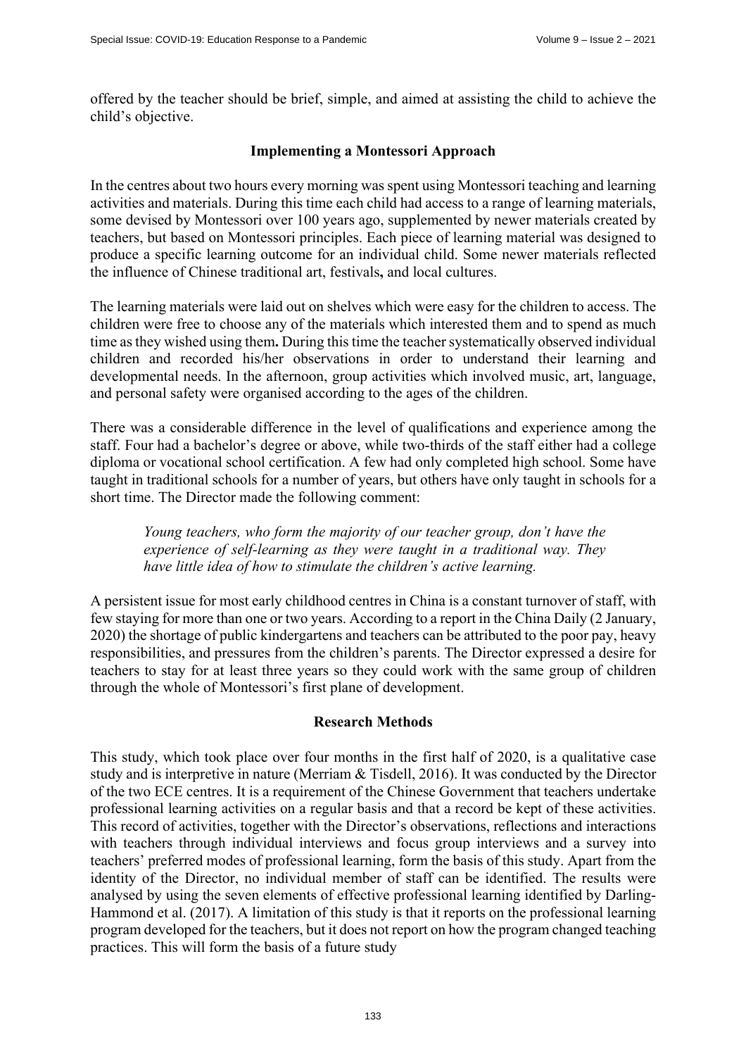offered by the teacher should be brief, simple, and aimed at assisting the child to achieve the child's objective.

## Implementing a Montessori Approach

In the centres about two hours every morning was spent using Montessori teaching and learning activities and materials. During this time each child had access to a range of learning materials, some devised by Montessori over 100 years ago, supplemented by newer materials created by teachers, but based on Montessori principles. Each piece of learning material was designed to produce a specific learning outcome for an individual child. Some newer materials reflected the influence of Chinese traditional art, festivals, and local cultures.

The learning materials were laid out on shelves which were easy for the children to access. The children were free to choose any of the materials which interested them and to spend as much time as they wished using them. During this time the teacher systematically observed individual children and recorded his/her observations in order to understand their learning and developmental needs. In the afternoon, group activities which involved music, art, language, and personal safety were organised according to the ages of the children.

There was a considerable difference in the level of qualifications and experience among the staff. Four had a bachelor's degree or above, while two-thirds of the staff either had a college diploma or vocational school certification. A few had only completed high school. Some have taught in traditional schools for a number of years, but others have only taught in schools for a short time. The Director made the following comment:

> *Young teachers, who form the majority of our teacher group, don't have the experience of self-learning as they were taught in a traditional way. They have little idea of how to stimulate the children's active learning.*

A persistent issue for most early childhood centres in China is a constant turnover of staff, with few staying for more than one or two years. According to a report in the China Daily (2 January, 2020) the shortage of public kindergartens and teachers can be attributed to the poor pay, heavy responsibilities, and pressures from the children's parents. The Director expressed a desire for teachers to stay for at least three years so they could work with the same group of children through the whole of Montessori's first plane of development.

## Research Methods

This study, which took place over four months in the first half of 2020, is a qualitative case study and is interpretive in nature (Merriam & Tisdell, 2016). It was conducted by the Director of the two ECE centres. It is a requirement of the Chinese Government that teachers undertake professional learning activities on a regular basis and that a record be kept of these activities. This record of activities, together with the Director's observations, reflections and interactions with teachers through individual interviews and focus group interviews and a survey into teachers' preferred modes of professional learning, form the basis of this study. Apart from the identity of the Director, no individual member of staff can be identified. The results were analysed by using the seven elements of effective professional learning identified by Darling-Hammond et al. (2017). A limitation of this study is that it reports on the professional learning program developed for the teachers, but it does not report on how the program changed teaching practices. This will form the basis of a future study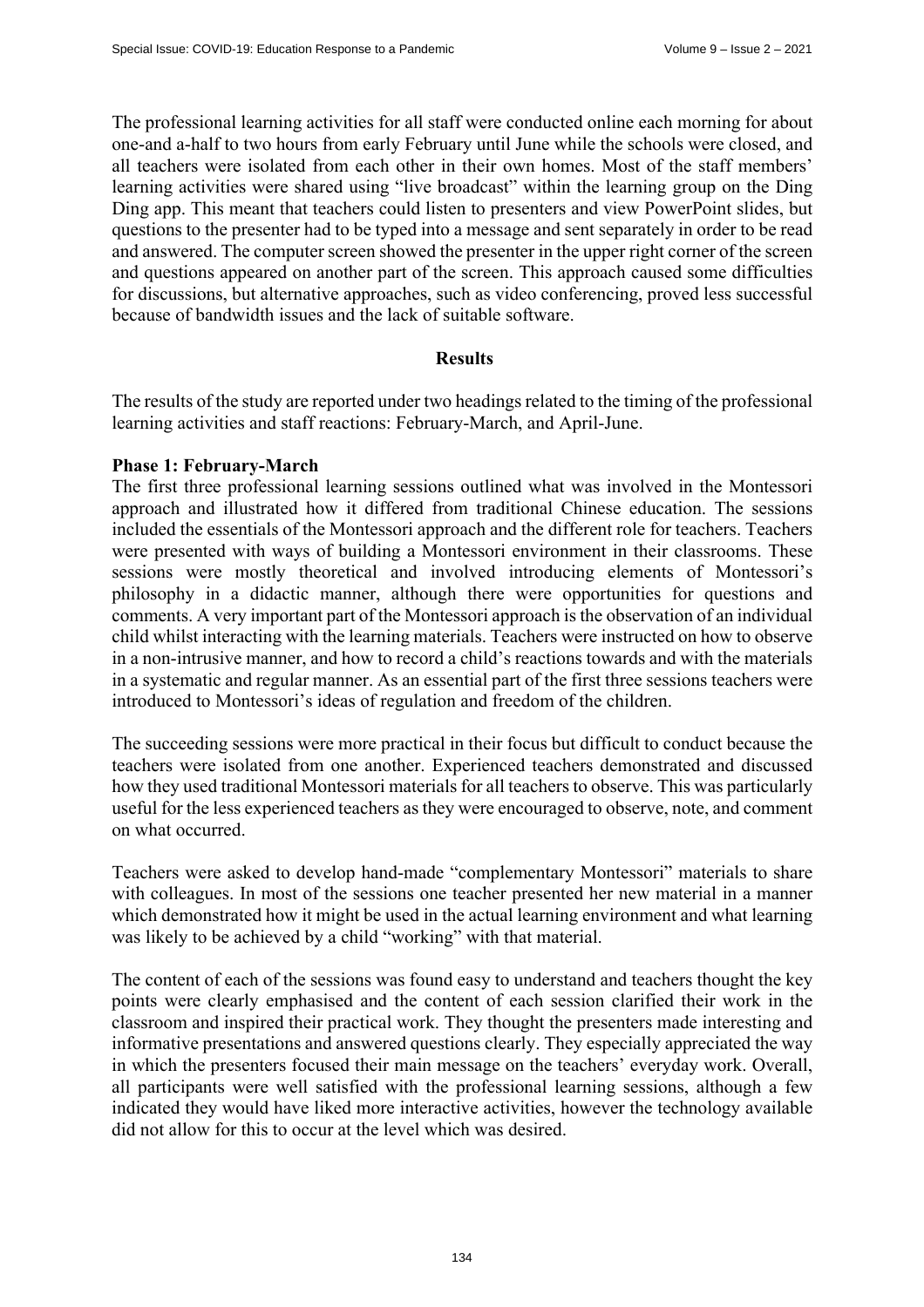The professional learning activities for all staff were conducted online each morning for about one-and a-half to two hours from early February until June while the schools were closed, and all teachers were isolated from each other in their own homes. Most of the staff members' learning activities were shared using "live broadcast" within the learning group on the Ding Ding app. This meant that teachers could listen to presenters and view PowerPoint slides, but questions to the presenter had to be typed into a message and sent separately in order to be read and answered. The computer screen showed the presenter in the upper right corner of the screen and questions appeared on another part of the screen. This approach caused some difficulties for discussions, but alternative approaches, such as video conferencing, proved less successful because of bandwidth issues and the lack of suitable software.

## Results

The results of the study are reported under two headings related to the timing of the professional learning activities and staff reactions: February-March, and April-June.

### Phase 1: February-March

The first three professional learning sessions outlined what was involved in the Montessori approach and illustrated how it differed from traditional Chinese education. The sessions included the essentials of the Montessori approach and the different role for teachers. Teachers were presented with ways of building a Montessori environment in their classrooms. These sessions were mostly theoretical and involved introducing elements of Montessori's philosophy in a didactic manner, although there were opportunities for questions and comments. A very important part of the Montessori approach is the observation of an individual child whilst interacting with the learning materials. Teachers were instructed on how to observe in a non-intrusive manner, and how to record a child's reactions towards and with the materials in a systematic and regular manner. As an essential part of the first three sessions teachers were introduced to Montessori's ideas of regulation and freedom of the children.

The succeeding sessions were more practical in their focus but difficult to conduct because the teachers were isolated from one another. Experienced teachers demonstrated and discussed how they used traditional Montessori materials for all teachers to observe. This was particularly useful for the less experienced teachers as they were encouraged to observe, note, and comment on what occurred.

Teachers were asked to develop hand-made "complementary Montessori" materials to share with colleagues. In most of the sessions one teacher presented her new material in a manner which demonstrated how it might be used in the actual learning environment and what learning was likely to be achieved by a child "working" with that material.

The content of each of the sessions was found easy to understand and teachers thought the key points were clearly emphasised and the content of each session clarified their work in the classroom and inspired their practical work. They thought the presenters made interesting and informative presentations and answered questions clearly. They especially appreciated the way in which the presenters focused their main message on the teachers' everyday work. Overall, all participants were well satisfied with the professional learning sessions, although a few indicated they would have liked more interactive activities, however the technology available did not allow for this to occur at the level which was desired.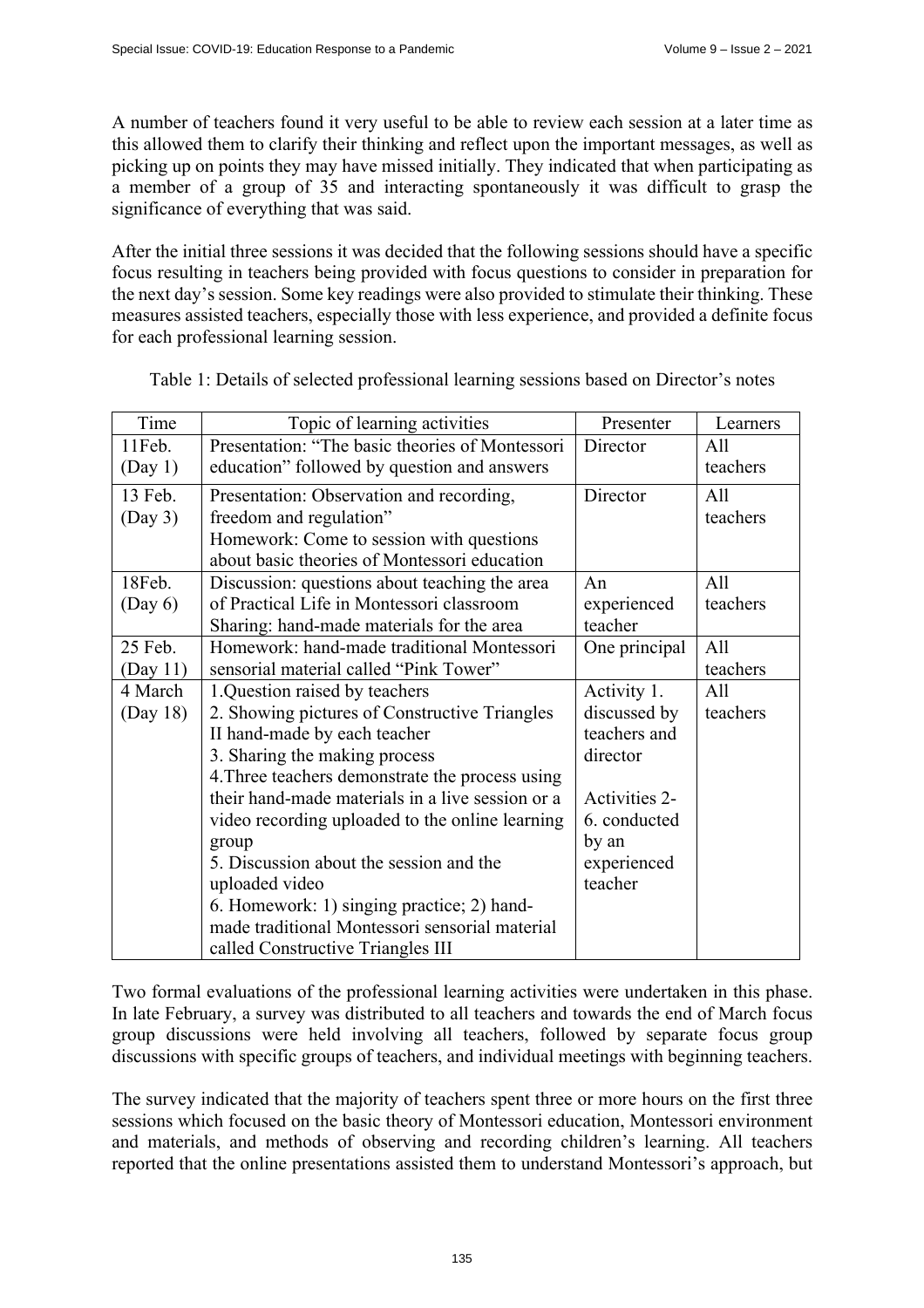A number of teachers found it very useful to be able to review each session at a later time as this allowed them to clarify their thinking and reflect upon the important messages, as well as picking up on points they may have missed initially. They indicated that when participating as a member of a group of 35 and interacting spontaneously it was difficult to grasp the significance of everything that was said.

After the initial three sessions it was decided that the following sessions should have a specific focus resulting in teachers being provided with focus questions to consider in preparation for the next day's session. Some key readings were also provided to stimulate their thinking. These measures assisted teachers, especially those with less experience, and provided a definite focus for each professional learning session.

Table 1: Details of selected professional learning sessions based on Director's notes

| Time | Topic of learning activities | Presenter | Learners |
|---|---|---|---|
| 11Feb. (Day 1) | Presentation: "The basic theories of Montessori education" followed by question and answers | Director | All teachers |
| 13 Feb. (Day 3) | Presentation: Observation and recording, freedom and regulation"<br>Homework: Come to session with questions about basic theories of Montessori education | Director | All teachers |
| 18Feb. (Day 6) | Discussion: questions about teaching the area of Practical Life in Montessori classroom<br>Sharing: hand-made materials for the area | An experienced teacher | All teachers |
| 25 Feb. (Day 11) | Homework: hand-made traditional Montessori sensorial material called "Pink Tower" | One principal | All teachers |
| 4 March (Day 18) | 1.Question raised by teachers<br>2. Showing pictures of Constructive Triangles II hand-made by each teacher<br>3. Sharing the making process<br>4.Three teachers demonstrate the process using their hand-made materials in a live session or a video recording uploaded to the online learning group<br>5. Discussion about the session and the uploaded video<br>6. Homework: 1) singing practice; 2) hand-made traditional Montessori sensorial material called Constructive Triangles III | Activity 1. discussed by teachers and director<br><br>Activities 2-6. conducted by an experienced teacher | All teachers |

Two formal evaluations of the professional learning activities were undertaken in this phase. In late February, a survey was distributed to all teachers and towards the end of March focus group discussions were held involving all teachers, followed by separate focus group discussions with specific groups of teachers, and individual meetings with beginning teachers.

The survey indicated that the majority of teachers spent three or more hours on the first three sessions which focused on the basic theory of Montessori education, Montessori environment and materials, and methods of observing and recording children's learning. All teachers reported that the online presentations assisted them to understand Montessori's approach, but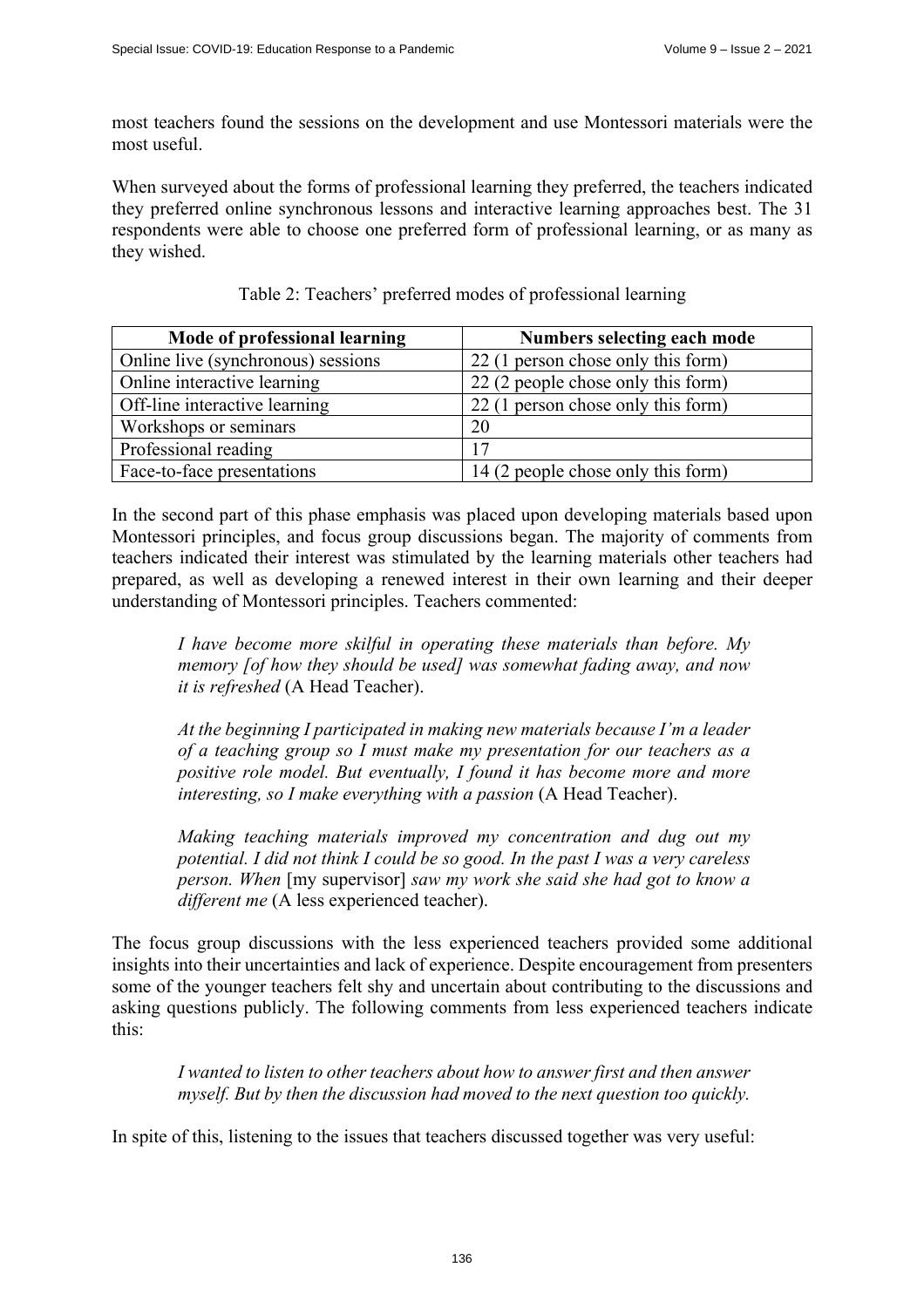most teachers found the sessions on the development and use Montessori materials were the most useful.

When surveyed about the forms of professional learning they preferred, the teachers indicated they preferred online synchronous lessons and interactive learning approaches best. The 31 respondents were able to choose one preferred form of professional learning, or as many as they wished.

Table 2: Teachers' preferred modes of professional learning

| Mode of professional learning | Numbers selecting each mode |
|---|---|
| Online live (synchronous) sessions | 22 (1 person chose only this form) |
| Online interactive learning | 22 (2 people chose only this form) |
| Off-line interactive learning | 22 (1 person chose only this form) |
| Workshops or seminars | 20 |
| Professional reading | 17 |
| Face-to-face presentations | 14 (2 people chose only this form) |

In the second part of this phase emphasis was placed upon developing materials based upon Montessori principles, and focus group discussions began. The majority of comments from teachers indicated their interest was stimulated by the learning materials other teachers had prepared, as well as developing a renewed interest in their own learning and their deeper understanding of Montessori principles. Teachers commented:

> *I have become more skilful in operating these materials than before. My memory [of how they should be used] was somewhat fading away, and now it is refreshed* (A Head Teacher).
>
> *At the beginning I participated in making new materials because I'm a leader of a teaching group so I must make my presentation for our teachers as a positive role model. But eventually, I found it has become more and more interesting, so I make everything with a passion* (A Head Teacher).
>
> *Making teaching materials improved my concentration and dug out my potential. I did not think I could be so good. In the past I was a very careless person. When* [my supervisor] *saw my work she said she had got to know a different me* (A less experienced teacher).

The focus group discussions with the less experienced teachers provided some additional insights into their uncertainties and lack of experience. Despite encouragement from presenters some of the younger teachers felt shy and uncertain about contributing to the discussions and asking questions publicly. The following comments from less experienced teachers indicate this:

> *I wanted to listen to other teachers about how to answer first and then answer myself. But by then the discussion had moved to the next question too quickly.*

In spite of this, listening to the issues that teachers discussed together was very useful: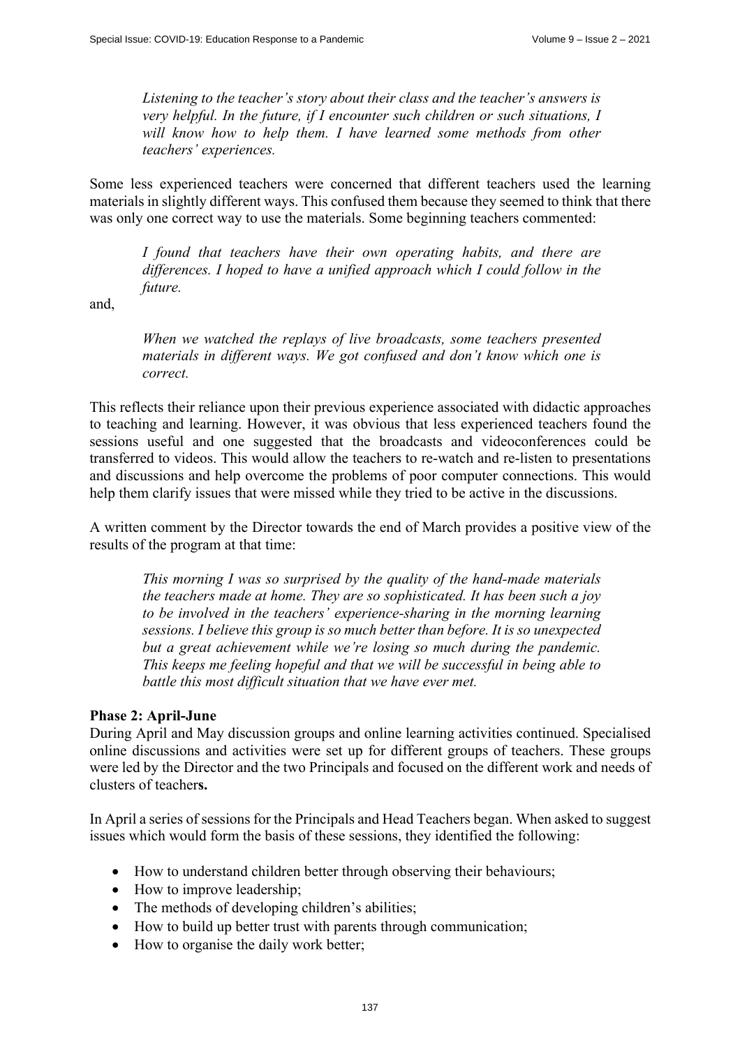> *Listening to the teacher's story about their class and the teacher's answers is very helpful. In the future, if I encounter such children or such situations, I will know how to help them. I have learned some methods from other teachers' experiences.*

Some less experienced teachers were concerned that different teachers used the learning materials in slightly different ways. This confused them because they seemed to think that there was only one correct way to use the materials. Some beginning teachers commented:

> *I found that teachers have their own operating habits, and there are differences. I hoped to have a unified approach which I could follow in the future.*

and,

> *When we watched the replays of live broadcasts, some teachers presented materials in different ways. We got confused and don't know which one is correct.*

This reflects their reliance upon their previous experience associated with didactic approaches to teaching and learning. However, it was obvious that less experienced teachers found the sessions useful and one suggested that the broadcasts and videoconferences could be transferred to videos. This would allow the teachers to re-watch and re-listen to presentations and discussions and help overcome the problems of poor computer connections. This would help them clarify issues that were missed while they tried to be active in the discussions.

A written comment by the Director towards the end of March provides a positive view of the results of the program at that time:

> *This morning I was so surprised by the quality of the hand-made materials the teachers made at home. They are so sophisticated. It has been such a joy to be involved in the teachers' experience-sharing in the morning learning sessions. I believe this group is so much better than before. It is so unexpected but a great achievement while we're losing so much during the pandemic. This keeps me feeling hopeful and that we will be successful in being able to battle this most difficult situation that we have ever met.*

**Phase 2: April-June**

During April and May discussion groups and online learning activities continued. Specialised online discussions and activities were set up for different groups of teachers. These groups were led by the Director and the two Principals and focused on the different work and needs of clusters of teachers.

In April a series of sessions for the Principals and Head Teachers began. When asked to suggest issues which would form the basis of these sessions, they identified the following:

- How to understand children better through observing their behaviours;
- How to improve leadership;
- The methods of developing children's abilities;
- How to build up better trust with parents through communication;
- How to organise the daily work better;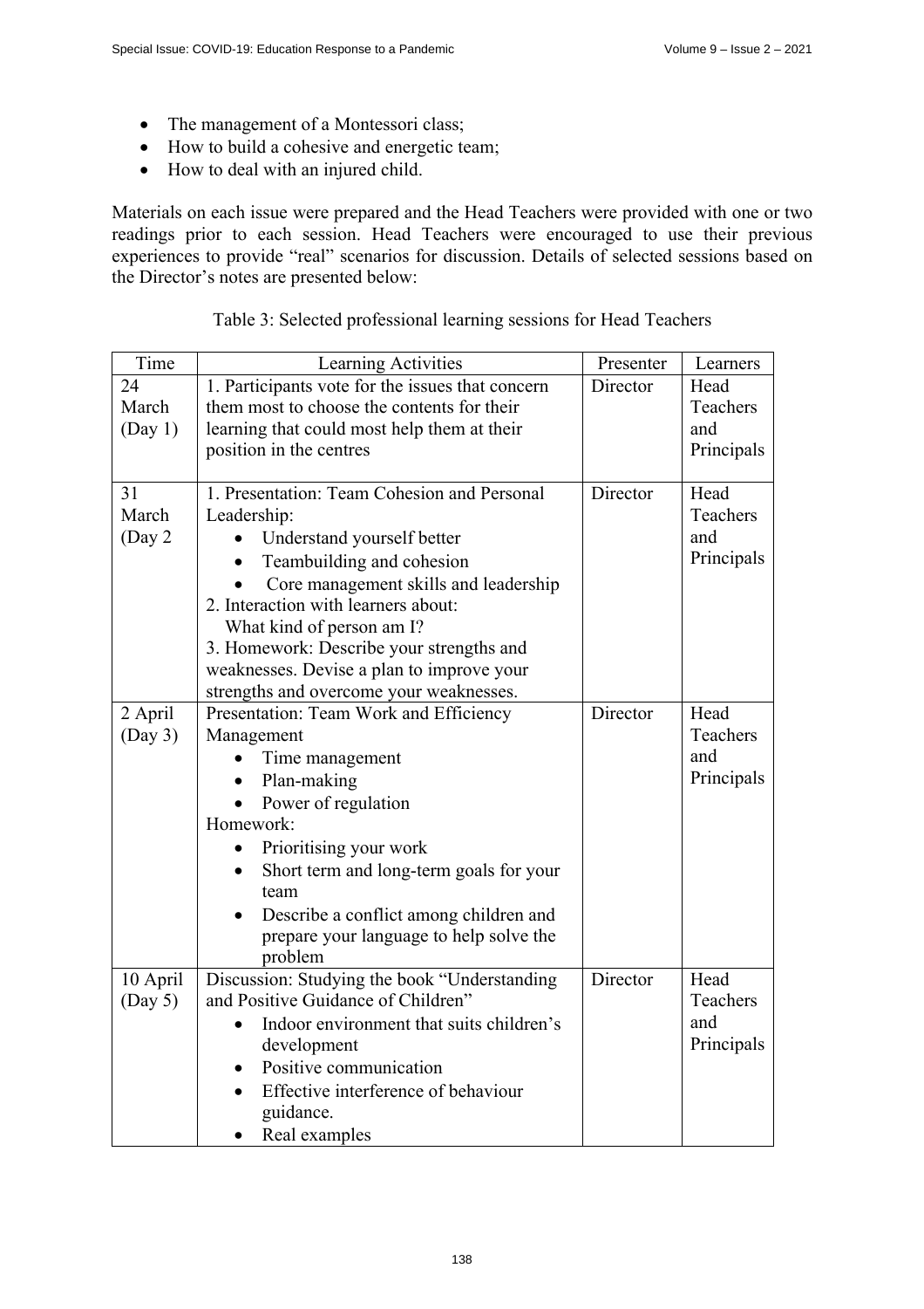- The management of a Montessori class;
- How to build a cohesive and energetic team;
- How to deal with an injured child.

Materials on each issue were prepared and the Head Teachers were provided with one or two readings prior to each session. Head Teachers were encouraged to use their previous experiences to provide "real" scenarios for discussion. Details of selected sessions based on the Director's notes are presented below:

Table 3: Selected professional learning sessions for Head Teachers

| Time | Learning Activities | Presenter | Learners |
|---|---|---|---|
| 24 March (Day 1) | 1. Participants vote for the issues that concern them most to choose the contents for their learning that could most help them at their position in the centres | Director | Head Teachers and Principals |
| 31 March (Day 2 | 1. Presentation: Team Cohesion and Personal Leadership: <br> • Understand yourself better <br> • Teambuilding and cohesion <br> • Core management skills and leadership <br> 2. Interaction with learners about: What kind of person am I? <br> 3. Homework: Describe your strengths and weaknesses. Devise a plan to improve your strengths and overcome your weaknesses. | Director | Head Teachers and Principals |
| 2 April (Day 3) | Presentation: Team Work and Efficiency Management <br> • Time management <br> • Plan-making <br> • Power of regulation <br> Homework: <br> • Prioritising your work <br> • Short term and long-term goals for your team <br> • Describe a conflict among children and prepare your language to help solve the problem | Director | Head Teachers and Principals |
| 10 April (Day 5) | Discussion: Studying the book "Understanding and Positive Guidance of Children" <br> • Indoor environment that suits children's development <br> • Positive communication <br> • Effective interference of behaviour guidance. <br> • Real examples | Director | Head Teachers and Principals |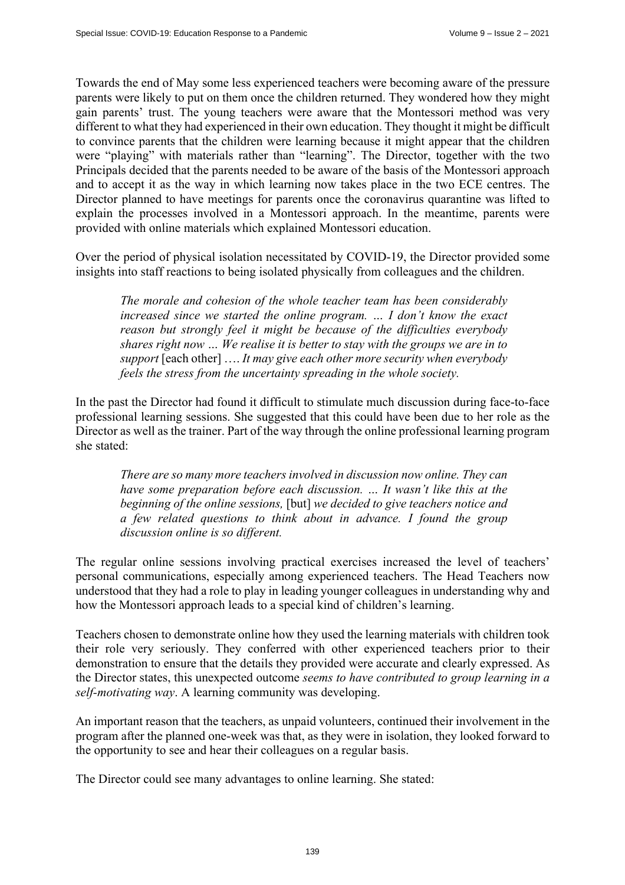Towards the end of May some less experienced teachers were becoming aware of the pressure parents were likely to put on them once the children returned. They wondered how they might gain parents' trust. The young teachers were aware that the Montessori method was very different to what they had experienced in their own education. They thought it might be difficult to convince parents that the children were learning because it might appear that the children were "playing" with materials rather than "learning". The Director, together with the two Principals decided that the parents needed to be aware of the basis of the Montessori approach and to accept it as the way in which learning now takes place in the two ECE centres. The Director planned to have meetings for parents once the coronavirus quarantine was lifted to explain the processes involved in a Montessori approach. In the meantime, parents were provided with online materials which explained Montessori education.

Over the period of physical isolation necessitated by COVID-19, the Director provided some insights into staff reactions to being isolated physically from colleagues and the children.

> *The morale and cohesion of the whole teacher team has been considerably increased since we started the online program. … I don't know the exact reason but strongly feel it might be because of the difficulties everybody shares right now … We realise it is better to stay with the groups we are in to support* [each other] …. *It may give each other more security when everybody feels the stress from the uncertainty spreading in the whole society.*

In the past the Director had found it difficult to stimulate much discussion during face-to-face professional learning sessions. She suggested that this could have been due to her role as the Director as well as the trainer. Part of the way through the online professional learning program she stated:

> *There are so many more teachers involved in discussion now online. They can have some preparation before each discussion. … It wasn't like this at the beginning of the online sessions,* [but] *we decided to give teachers notice and a few related questions to think about in advance. I found the group discussion online is so different.*

The regular online sessions involving practical exercises increased the level of teachers' personal communications, especially among experienced teachers. The Head Teachers now understood that they had a role to play in leading younger colleagues in understanding why and how the Montessori approach leads to a special kind of children's learning.

Teachers chosen to demonstrate online how they used the learning materials with children took their role very seriously. They conferred with other experienced teachers prior to their demonstration to ensure that the details they provided were accurate and clearly expressed. As the Director states, this unexpected outcome *seems to have contributed to group learning in a self-motivating way*. A learning community was developing.

An important reason that the teachers, as unpaid volunteers, continued their involvement in the program after the planned one-week was that, as they were in isolation, they looked forward to the opportunity to see and hear their colleagues on a regular basis.

The Director could see many advantages to online learning. She stated: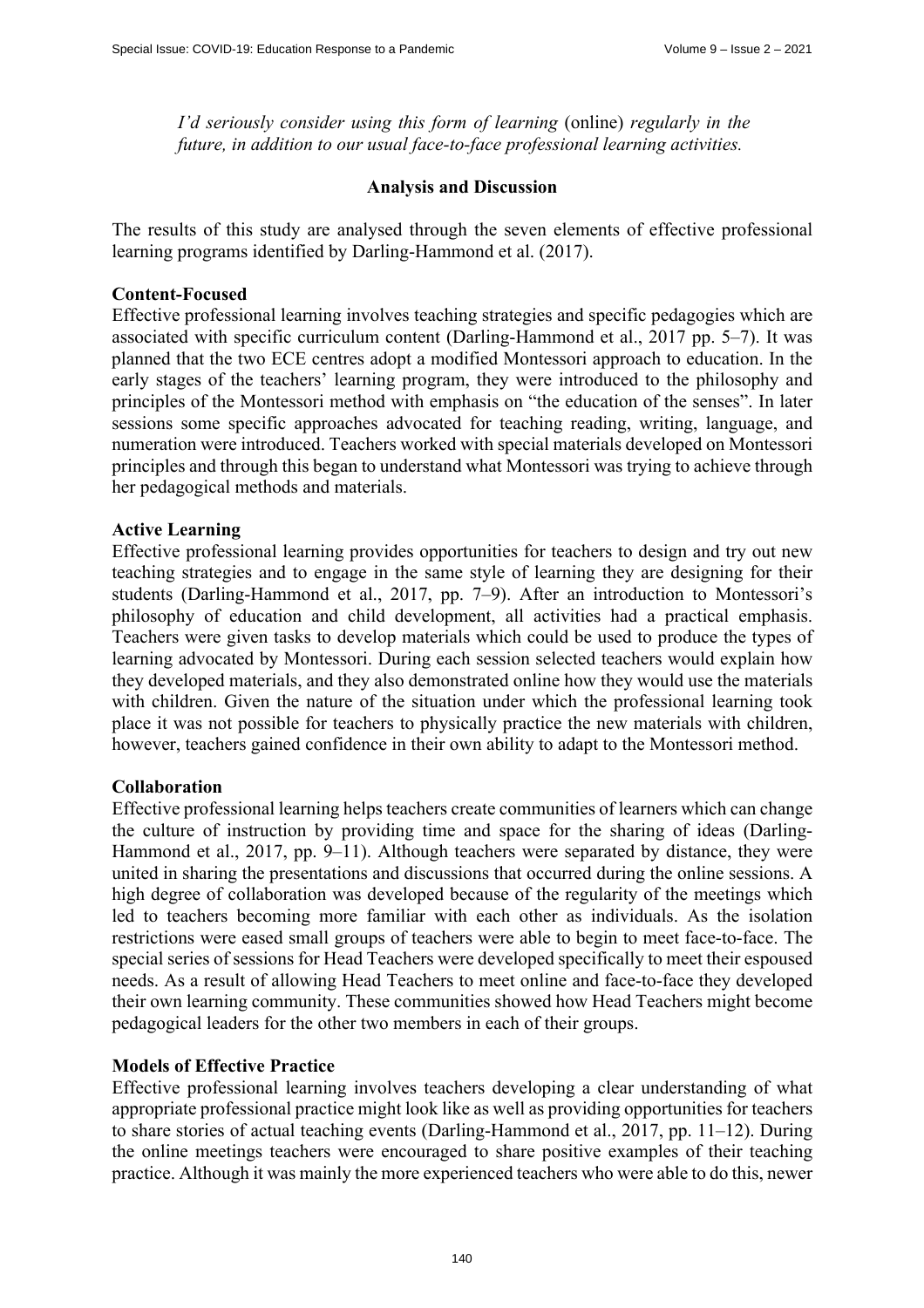*I'd seriously consider using this form of learning* (online) *regularly in the future, in addition to our usual face-to-face professional learning activities.*

## Analysis and Discussion

The results of this study are analysed through the seven elements of effective professional learning programs identified by Darling-Hammond et al. (2017).

### Content-Focused

Effective professional learning involves teaching strategies and specific pedagogies which are associated with specific curriculum content (Darling-Hammond et al., 2017 pp. 5–7). It was planned that the two ECE centres adopt a modified Montessori approach to education. In the early stages of the teachers' learning program, they were introduced to the philosophy and principles of the Montessori method with emphasis on "the education of the senses". In later sessions some specific approaches advocated for teaching reading, writing, language, and numeration were introduced. Teachers worked with special materials developed on Montessori principles and through this began to understand what Montessori was trying to achieve through her pedagogical methods and materials.

### Active Learning

Effective professional learning provides opportunities for teachers to design and try out new teaching strategies and to engage in the same style of learning they are designing for their students (Darling-Hammond et al., 2017, pp. 7–9). After an introduction to Montessori's philosophy of education and child development, all activities had a practical emphasis. Teachers were given tasks to develop materials which could be used to produce the types of learning advocated by Montessori. During each session selected teachers would explain how they developed materials, and they also demonstrated online how they would use the materials with children. Given the nature of the situation under which the professional learning took place it was not possible for teachers to physically practice the new materials with children, however, teachers gained confidence in their own ability to adapt to the Montessori method.

### Collaboration

Effective professional learning helps teachers create communities of learners which can change the culture of instruction by providing time and space for the sharing of ideas (Darling-Hammond et al., 2017, pp. 9–11). Although teachers were separated by distance, they were united in sharing the presentations and discussions that occurred during the online sessions. A high degree of collaboration was developed because of the regularity of the meetings which led to teachers becoming more familiar with each other as individuals. As the isolation restrictions were eased small groups of teachers were able to begin to meet face-to-face. The special series of sessions for Head Teachers were developed specifically to meet their espoused needs. As a result of allowing Head Teachers to meet online and face-to-face they developed their own learning community. These communities showed how Head Teachers might become pedagogical leaders for the other two members in each of their groups.

### Models of Effective Practice

Effective professional learning involves teachers developing a clear understanding of what appropriate professional practice might look like as well as providing opportunities for teachers to share stories of actual teaching events (Darling-Hammond et al., 2017, pp. 11–12). During the online meetings teachers were encouraged to share positive examples of their teaching practice. Although it was mainly the more experienced teachers who were able to do this, newer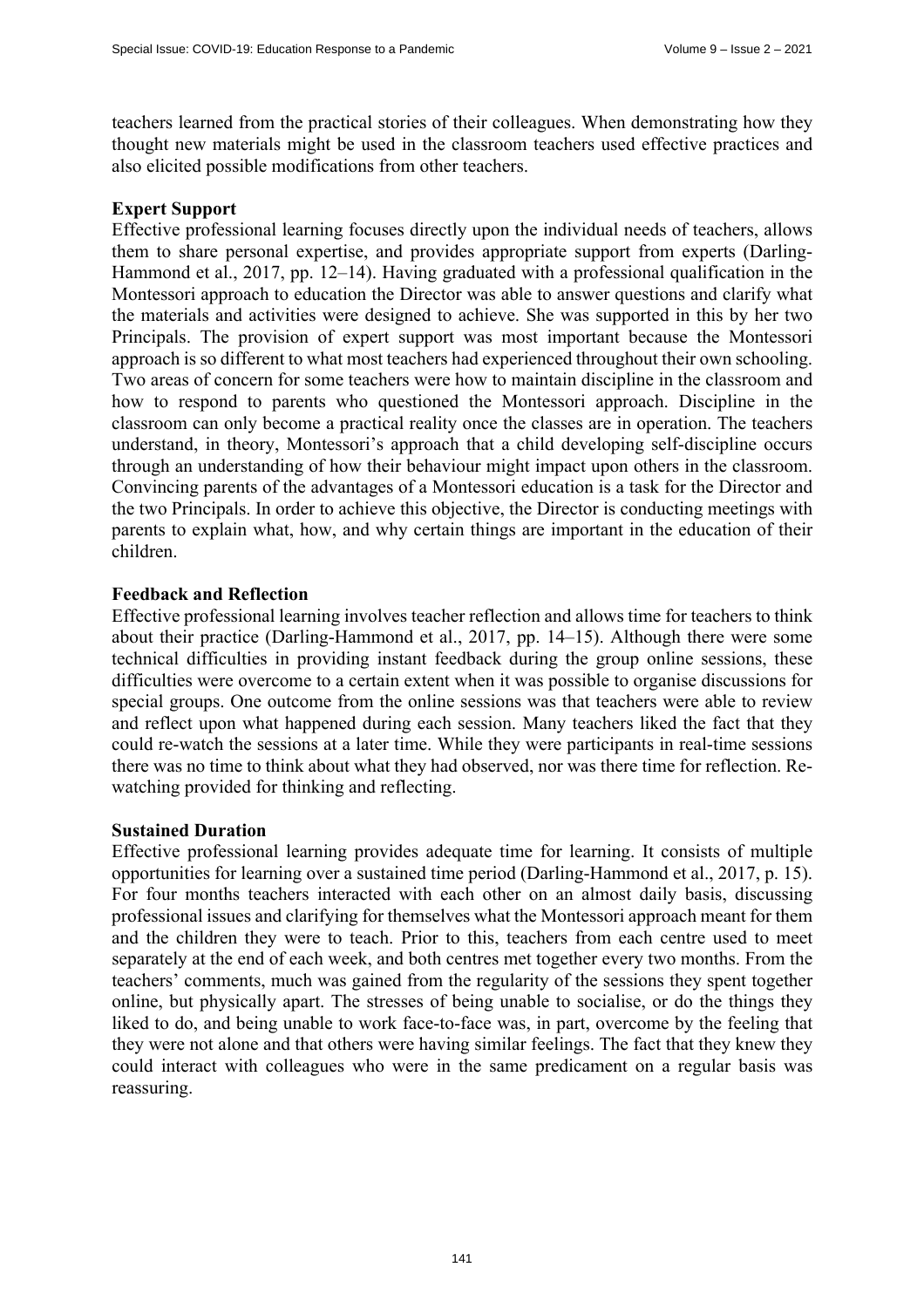teachers learned from the practical stories of their colleagues. When demonstrating how they thought new materials might be used in the classroom teachers used effective practices and also elicited possible modifications from other teachers.

**Expert Support**

Effective professional learning focuses directly upon the individual needs of teachers, allows them to share personal expertise, and provides appropriate support from experts (Darling-Hammond et al., 2017, pp. 12–14). Having graduated with a professional qualification in the Montessori approach to education the Director was able to answer questions and clarify what the materials and activities were designed to achieve. She was supported in this by her two Principals. The provision of expert support was most important because the Montessori approach is so different to what most teachers had experienced throughout their own schooling. Two areas of concern for some teachers were how to maintain discipline in the classroom and how to respond to parents who questioned the Montessori approach. Discipline in the classroom can only become a practical reality once the classes are in operation. The teachers understand, in theory, Montessori's approach that a child developing self-discipline occurs through an understanding of how their behaviour might impact upon others in the classroom. Convincing parents of the advantages of a Montessori education is a task for the Director and the two Principals. In order to achieve this objective, the Director is conducting meetings with parents to explain what, how, and why certain things are important in the education of their children.

**Feedback and Reflection**

Effective professional learning involves teacher reflection and allows time for teachers to think about their practice (Darling-Hammond et al., 2017, pp. 14–15). Although there were some technical difficulties in providing instant feedback during the group online sessions, these difficulties were overcome to a certain extent when it was possible to organise discussions for special groups. One outcome from the online sessions was that teachers were able to review and reflect upon what happened during each session. Many teachers liked the fact that they could re-watch the sessions at a later time. While they were participants in real-time sessions there was no time to think about what they had observed, nor was there time for reflection. Re-watching provided for thinking and reflecting.

**Sustained Duration**

Effective professional learning provides adequate time for learning. It consists of multiple opportunities for learning over a sustained time period (Darling-Hammond et al., 2017, p. 15). For four months teachers interacted with each other on an almost daily basis, discussing professional issues and clarifying for themselves what the Montessori approach meant for them and the children they were to teach. Prior to this, teachers from each centre used to meet separately at the end of each week, and both centres met together every two months. From the teachers' comments, much was gained from the regularity of the sessions they spent together online, but physically apart. The stresses of being unable to socialise, or do the things they liked to do, and being unable to work face-to-face was, in part, overcome by the feeling that they were not alone and that others were having similar feelings. The fact that they knew they could interact with colleagues who were in the same predicament on a regular basis was reassuring.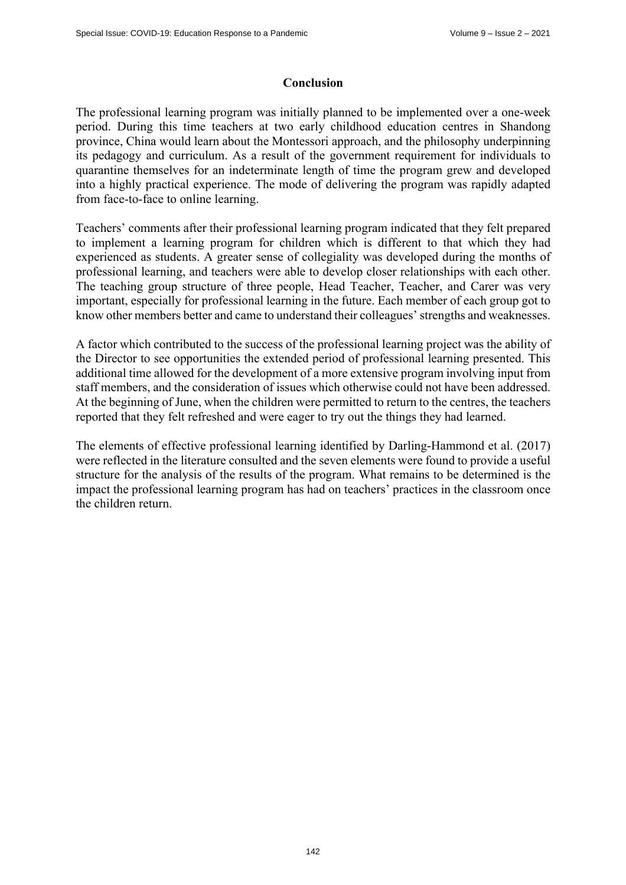## Conclusion

The professional learning program was initially planned to be implemented over a one-week period. During this time teachers at two early childhood education centres in Shandong province, China would learn about the Montessori approach, and the philosophy underpinning its pedagogy and curriculum. As a result of the government requirement for individuals to quarantine themselves for an indeterminate length of time the program grew and developed into a highly practical experience. The mode of delivering the program was rapidly adapted from face-to-face to online learning.

Teachers' comments after their professional learning program indicated that they felt prepared to implement a learning program for children which is different to that which they had experienced as students. A greater sense of collegiality was developed during the months of professional learning, and teachers were able to develop closer relationships with each other. The teaching group structure of three people, Head Teacher, Teacher, and Carer was very important, especially for professional learning in the future. Each member of each group got to know other members better and came to understand their colleagues' strengths and weaknesses.

A factor which contributed to the success of the professional learning project was the ability of the Director to see opportunities the extended period of professional learning presented. This additional time allowed for the development of a more extensive program involving input from staff members, and the consideration of issues which otherwise could not have been addressed. At the beginning of June, when the children were permitted to return to the centres, the teachers reported that they felt refreshed and were eager to try out the things they had learned.

The elements of effective professional learning identified by Darling-Hammond et al. (2017) were reflected in the literature consulted and the seven elements were found to provide a useful structure for the analysis of the results of the program. What remains to be determined is the impact the professional learning program has had on teachers' practices in the classroom once the children return.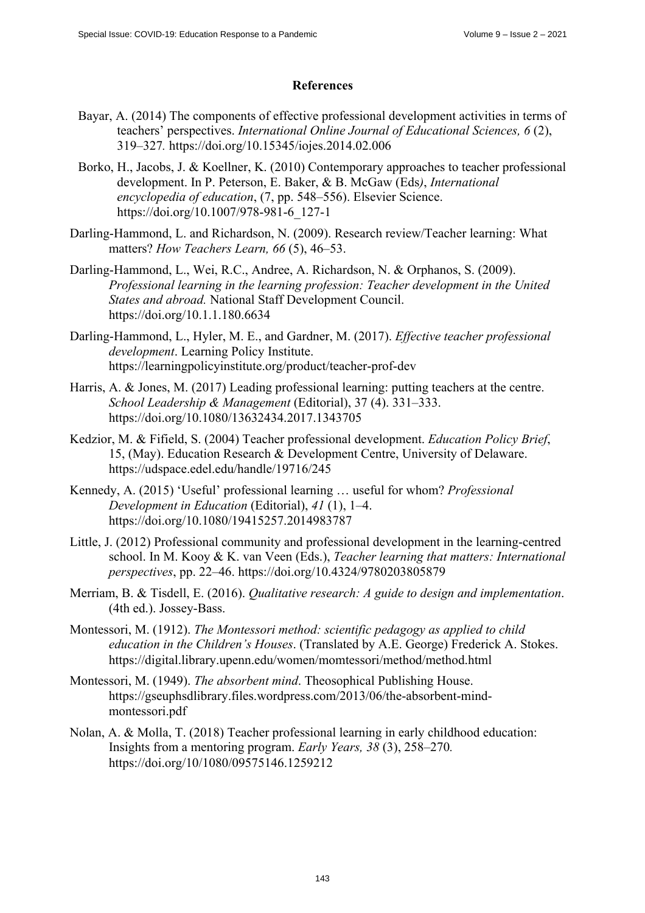## References

Bayar, A. (2014) The components of effective professional development activities in terms of teachers' perspectives. *International Online Journal of Educational Sciences, 6* (2), 319–327. https://doi.org/10.15345/iojes.2014.02.006

Borko, H., Jacobs, J. & Koellner, K. (2010) Contemporary approaches to teacher professional development. In P. Peterson, E. Baker, & B. McGaw (Eds*)*, *International encyclopedia of education*, (7, pp. 548–556). Elsevier Science. https://doi.org/10.1007/978-981-6_127-1

Darling-Hammond, L. and Richardson, N. (2009). Research review/Teacher learning: What matters? *How Teachers Learn, 66* (5), 46–53.

Darling-Hammond, L., Wei, R.C., Andree, A. Richardson, N. & Orphanos, S. (2009). *Professional learning in the learning profession: Teacher development in the United States and abroad.* National Staff Development Council. https://doi.org/10.1.1.180.6634

Darling-Hammond, L., Hyler, M. E., and Gardner, M. (2017). *Effective teacher professional development*. Learning Policy Institute. https://learningpolicyinstitute.org/product/teacher-prof-dev

Harris, A. & Jones, M. (2017) Leading professional learning: putting teachers at the centre. *School Leadership & Management* (Editorial), 37 (4). 331–333. https://doi.org/10.1080/13632434.2017.1343705

Kedzior, M. & Fifield, S. (2004) Teacher professional development. *Education Policy Brief*, 15, (May). Education Research & Development Centre, University of Delaware. https://udspace.edel.edu/handle/19716/245

Kennedy, A. (2015) 'Useful' professional learning … useful for whom? *Professional Development in Education* (Editorial), *41* (1), 1–4. https://doi.org/10.1080/19415257.2014983787

Little, J. (2012) Professional community and professional development in the learning-centred school. In M. Kooy & K. van Veen (Eds.), *Teacher learning that matters: International perspectives*, pp. 22–46. https://doi.org/10.4324/9780203805879

Merriam, B. & Tisdell, E. (2016). *Qualitative research: A guide to design and implementation*. (4th ed.). Jossey-Bass.

Montessori, M. (1912). *The Montessori method: scientific pedagogy as applied to child education in the Children's Houses*. (Translated by A.E. George) Frederick A. Stokes. https://digital.library.upenn.edu/women/momtessori/method/method.html

Montessori, M. (1949). *The absorbent mind*. Theosophical Publishing House. https://gseuphsdlibrary.files.wordpress.com/2013/06/the-absorbent-mind-montessori.pdf

Nolan, A. & Molla, T. (2018) Teacher professional learning in early childhood education: Insights from a mentoring program. *Early Years, 38* (3), 258–270*.* https://doi.org/10/1080/09575146.1259212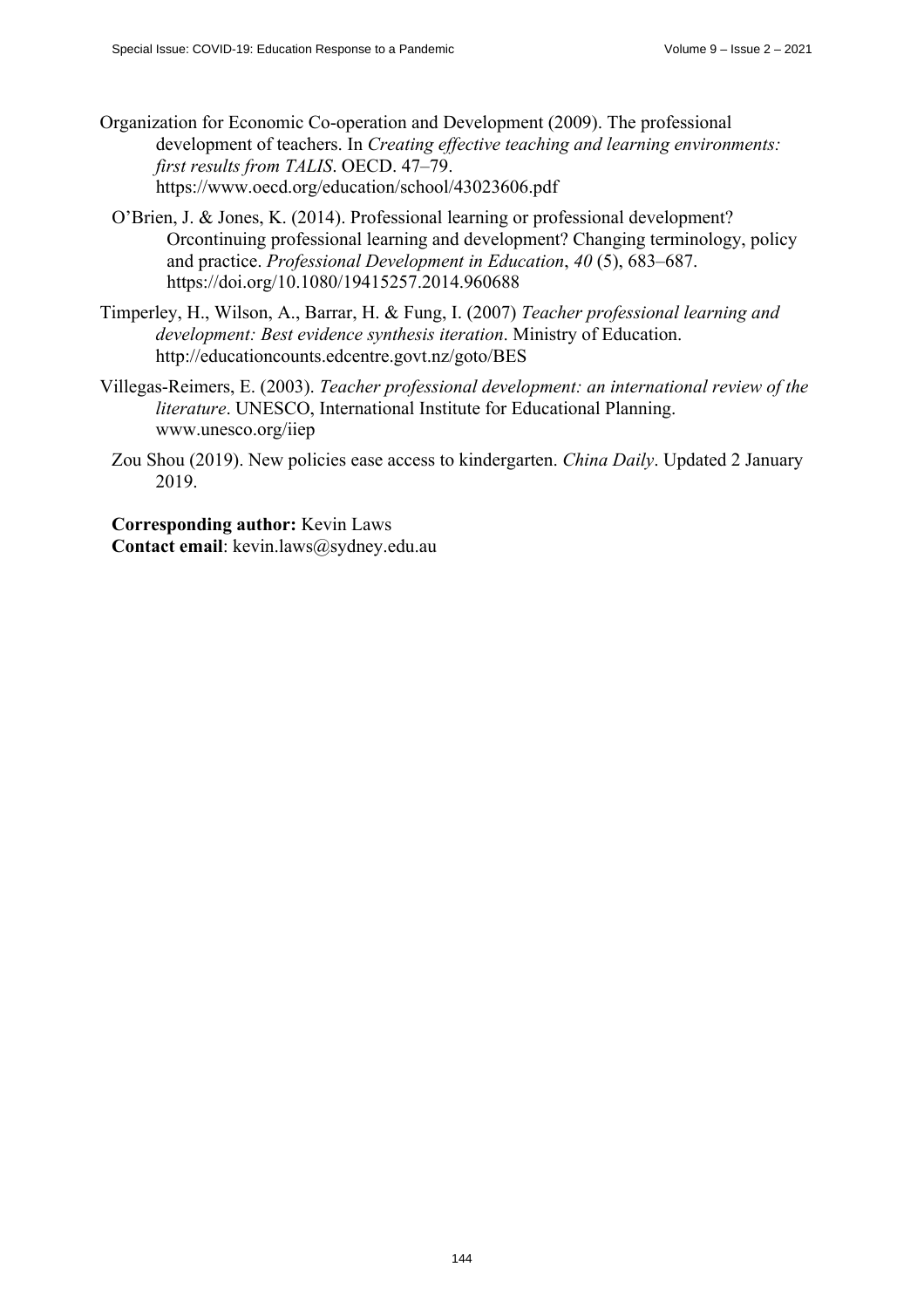Organization for Economic Co-operation and Development (2009). The professional development of teachers. In *Creating effective teaching and learning environments: first results from TALIS*. OECD. 47–79. https://www.oecd.org/education/school/43023606.pdf

O'Brien, J. & Jones, K. (2014). Professional learning or professional development? Orcontinuing professional learning and development? Changing terminology, policy and practice. *Professional Development in Education*, *40* (5), 683–687. https://doi.org/10.1080/19415257.2014.960688

Timperley, H., Wilson, A., Barrar, H. & Fung, I. (2007) *Teacher professional learning and development: Best evidence synthesis iteration*. Ministry of Education. http://educationcounts.edcentre.govt.nz/goto/BES

Villegas-Reimers, E. (2003). *Teacher professional development: an international review of the literature*. UNESCO, International Institute for Educational Planning. www.unesco.org/iiep

Zou Shou (2019). New policies ease access to kindergarten. *China Daily*. Updated 2 January 2019.

**Corresponding author:** Kevin Laws
**Contact email**: kevin.laws@sydney.edu.au